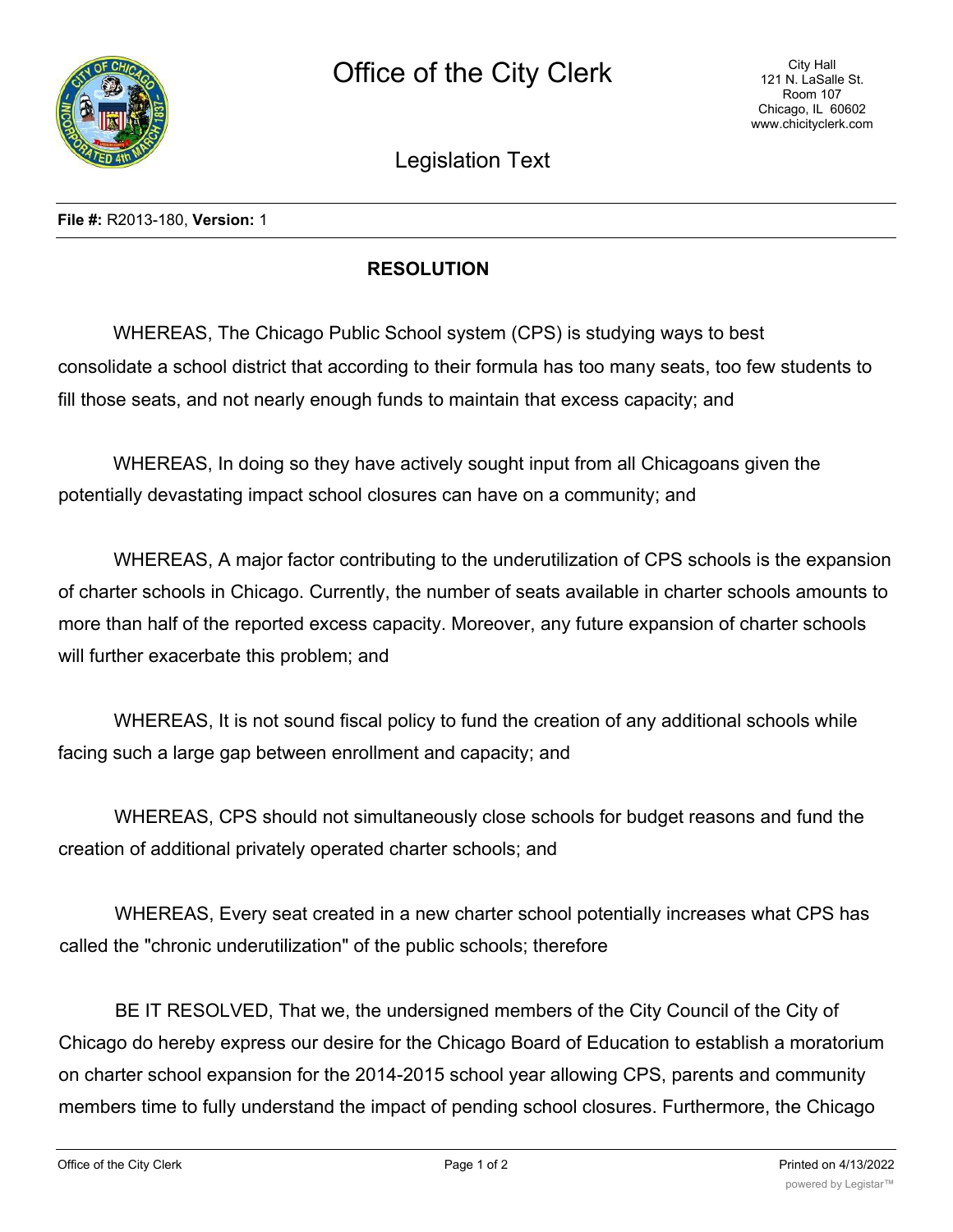# Office of the City Clerk

City Hall
121 N. LaSalle St.
Room 107
Chicago, IL 60602
www.chicityclerk.com

## Legislation Text

**File #:** R2013-180, **Version:** 1

### RESOLUTION

WHEREAS, The Chicago Public School system (CPS) is studying ways to best consolidate a school district that according to their formula has too many seats, too few students to fill those seats, and not nearly enough funds to maintain that excess capacity; and

WHEREAS, In doing so they have actively sought input from all Chicagoans given the potentially devastating impact school closures can have on a community; and

WHEREAS, A major factor contributing to the underutilization of CPS schools is the expansion of charter schools in Chicago. Currently, the number of seats available in charter schools amounts to more than half of the reported excess capacity. Moreover, any future expansion of charter schools will further exacerbate this problem; and

WHEREAS, It is not sound fiscal policy to fund the creation of any additional schools while facing such a large gap between enrollment and capacity; and

WHEREAS, CPS should not simultaneously close schools for budget reasons and fund the creation of additional privately operated charter schools; and

WHEREAS, Every seat created in a new charter school potentially increases what CPS has called the "chronic underutilization" of the public schools; therefore

BE IT RESOLVED, That we, the undersigned members of the City Council of the City of Chicago do hereby express our desire for the Chicago Board of Education to establish a moratorium on charter school expansion for the 2014-2015 school year allowing CPS, parents and community members time to fully understand the impact of pending school closures. Furthermore, the Chicago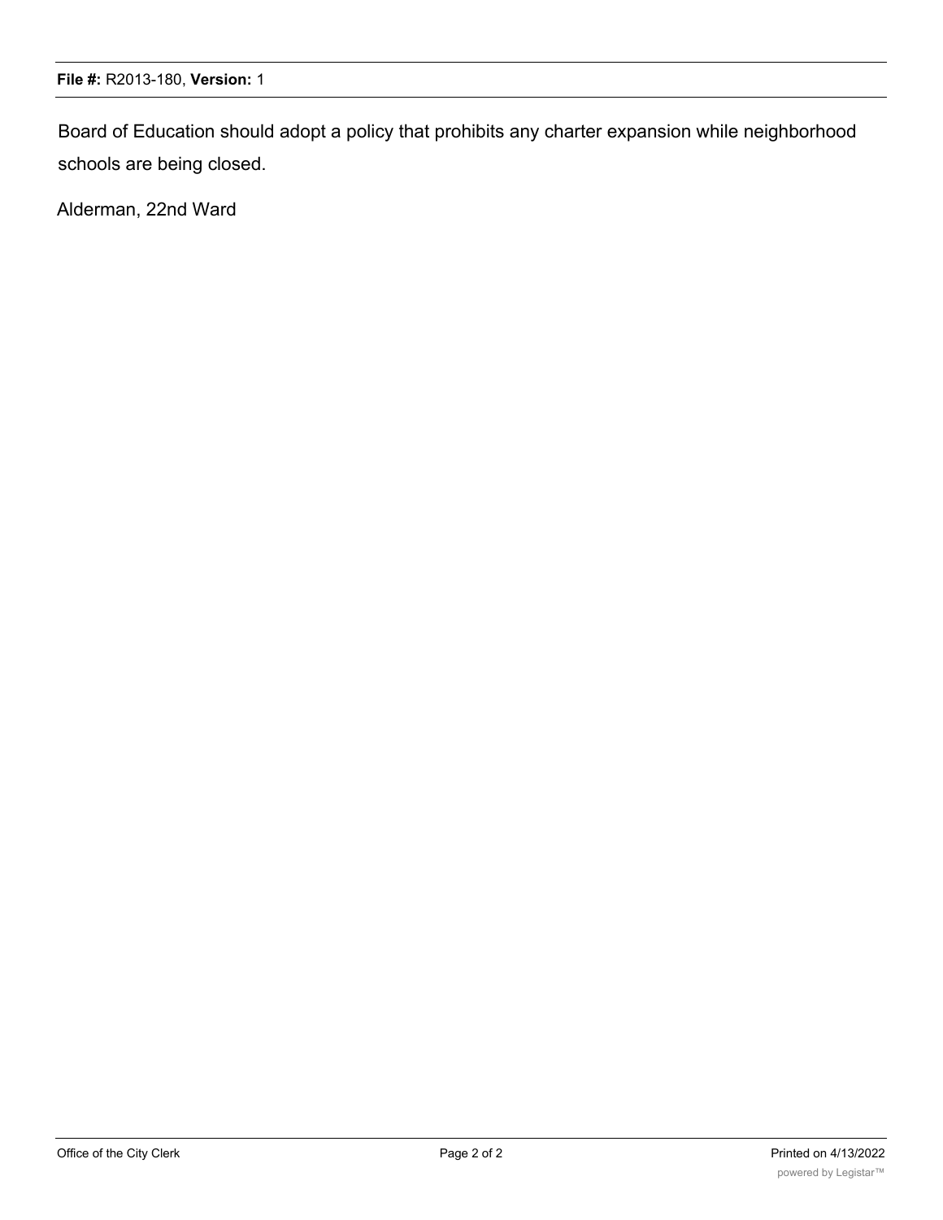Board of Education should adopt a policy that prohibits any charter expansion while neighborhood schools are being closed.

Alderman, 22nd Ward